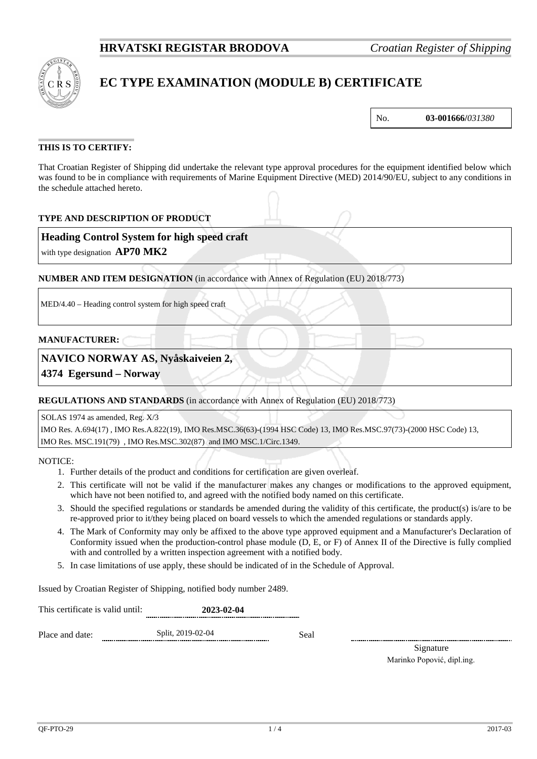**HRVATSKI REGISTAR BRODOVA** *Croatian Register of Shipping*

# EC TYPE EXAMINATION (MODULE B) CERTIFICATE

| No. | **03-001666/***031380* |
|---|---|

**THIS IS TO CERTIFY:**

That Croatian Register of Shipping did undertake the relevant type approval procedures for the equipment identified below which was found to be in compliance with requirements of Marine Equipment Directive (MED) 2014/90/EU, subject to any conditions in the schedule attached hereto.

**TYPE AND DESCRIPTION OF PRODUCT**

**Heading Control System for high speed craft**

with type designation **AP70 MK2**

**NUMBER AND ITEM DESIGNATION** (in accordance with Annex of Regulation (EU) 2018/773)

MED/4.40 – Heading control system for high speed craft

**MANUFACTURER:**

**NAVICO NORWAY AS, Nyåskaiveien 2,**
**4374 Egersund – Norway**

**REGULATIONS AND STANDARDS** (in accordance with Annex of Regulation (EU) 2018/773)

SOLAS 1974 as amended, Reg. X/3
IMO Res. A.694(17) , IMO Res.A.822(19), IMO Res.MSC.36(63)-(1994 HSC Code) 13, IMO Res.MSC.97(73)-(2000 HSC Code) 13, IMO Res. MSC.191(79) , IMO Res.MSC.302(87) and IMO MSC.1/Circ.1349.

NOTICE:

1. Further details of the product and conditions for certification are given overleaf.
2. This certificate will not be valid if the manufacturer makes any changes or modifications to the approved equipment, which have not been notified to, and agreed with the notified body named on this certificate.
3. Should the specified regulations or standards be amended during the validity of this certificate, the product(s) is/are to be re-approved prior to it/they being placed on board vessels to which the amended regulations or standards apply.
4. The Mark of Conformity may only be affixed to the above type approved equipment and a Manufacturer's Declaration of Conformity issued when the production-control phase module (D, E, or F) of Annex II of the Directive is fully complied with and controlled by a written inspection agreement with a notified body.
5. In case limitations of use apply, these should be indicated of in the Schedule of Approval.

Issued by Croatian Register of Shipping, notified body number 2489.

This certificate is valid until: **2023-02-04**

Place and date: Split, 2019-02-04 Seal

Signature
Marinko Popović, dipl.ing.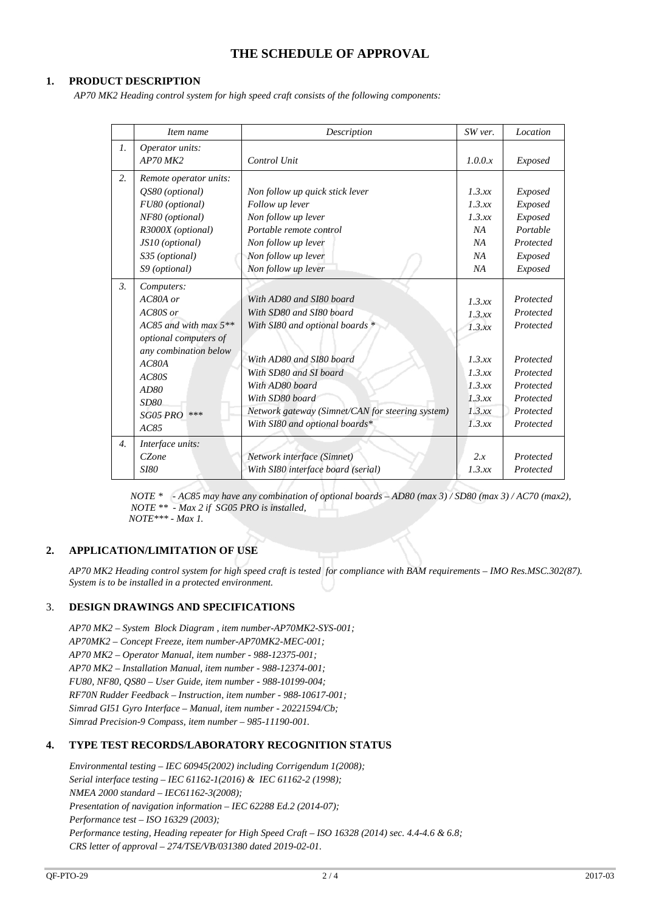# THE SCHEDULE OF APPROVAL

## 1. PRODUCT DESCRIPTION

*AP70 MK2 Heading control system for high speed craft consists of the following components:*

| | *Item name* | *Description* | *SW ver.* | *Location* |
|---|---|---|---|---|
| *1.* | *Operator units:*<br>*AP70 MK2* | <br>*Control Unit* | <br>*1.0.0.x* | <br>*Exposed* |
| *2.* | *Remote operator units:*<br>*QS80 (optional)*<br>*FU80 (optional)*<br>*NF80 (optional)*<br>*R3000X (optional)*<br>*JS10 (optional)*<br>*S35 (optional)*<br>*S9 (optional)* | <br>*Non follow up quick stick lever*<br>*Follow up lever*<br>*Non follow up lever*<br>*Portable remote control*<br>*Non follow up lever*<br>*Non follow up lever*<br>*Non follow up lever* | <br>*1.3.xx*<br>*1.3.xx*<br>*1.3.xx*<br>*NA*<br>*NA*<br>*NA*<br>*NA* | <br>*Exposed*<br>*Exposed*<br>*Exposed*<br>*Portable*<br>*Protected*<br>*Exposed*<br>*Exposed* |
| *3.* | *Computers:*<br>*AC80A or*<br>*AC80S or*<br>*AC85 and with max 5*** *optional computers of any combination below*<br>*AC80A*<br>*AC80S*<br>*AD80*<br>*SD80*<br>*SG05 PRO ****<br>*AC85* | <br>*With AD80 and SI80 board*<br>*With SD80 and SI80 board*<br>*With SI80 and optional boards **<br><br>*With AD80 and SI80 board*<br>*With SD80 and SI board*<br>*With AD80 board*<br>*With SD80 board*<br>*Network gateway (Simnet/CAN for steering system)*<br>*With SI80 and optional boards** | <br>*1.3.xx*<br>*1.3.xx*<br>*1.3.xx*<br><br>*1.3.xx*<br>*1.3.xx*<br>*1.3.xx*<br>*1.3.xx*<br>*1.3.xx*<br>*1.3.xx* | <br>*Protected*<br>*Protected*<br>*Protected*<br><br>*Protected*<br>*Protected*<br>*Protected*<br>*Protected*<br>*Protected*<br>*Protected* |
| *4.* | *Interface units:*<br>*CZone*<br>*SI80* | <br>*Network interface (Simnet)*<br>*With SI80 interface board (serial)* | <br>*2.x*<br>*1.3.xx* | <br>*Protected*<br>*Protected* |

*NOTE \* - AC85 may have any combination of optional boards – AD80 (max 3) / SD80 (max 3) / AC70 (max2),*
*NOTE \*\* - Max 2 if SG05 PRO is installed,*
*NOTE\*\*\* - Max 1.*

## 2. APPLICATION/LIMITATION OF USE

*AP70 MK2 Heading control system for high speed craft is tested for compliance with BAM requirements – IMO Res.MSC.302(87). System is to be installed in a protected environment.*

## 3. DESIGN DRAWINGS AND SPECIFICATIONS

*AP70 MK2 – System Block Diagram , item number-AP70MK2-SYS-001;*
*AP70MK2 – Concept Freeze, item number-AP70MK2-MEC-001;*
*AP70 MK2 – Operator Manual, item number - 988-12375-001;*
*AP70 MK2 – Installation Manual, item number - 988-12374-001;*
*FU80, NF80, QS80 – User Guide, item number - 988-10199-004;*
*RF70N Rudder Feedback – Instruction, item number - 988-10617-001;*
*Simrad GI51 Gyro Interface – Manual, item number - 20221594/Cb;*
*Simrad Precision-9 Compass, item number – 985-11190-001.*

## 4. TYPE TEST RECORDS/LABORATORY RECOGNITION STATUS

*Environmental testing – IEC 60945(2002) including Corrigendum 1(2008);*
*Serial interface testing – IEC 61162-1(2016) & IEC 61162-2 (1998);*
*NMEA 2000 standard – IEC61162-3(2008);*
*Presentation of navigation information – IEC 62288 Ed.2 (2014-07);*
*Performance test – ISO 16329 (2003);*
*Performance testing, Heading repeater for High Speed Craft – ISO 16328 (2014) sec. 4.4-4.6 & 6.8;*
*CRS letter of approval – 274/TSE/VB/031380 dated 2019-02-01.*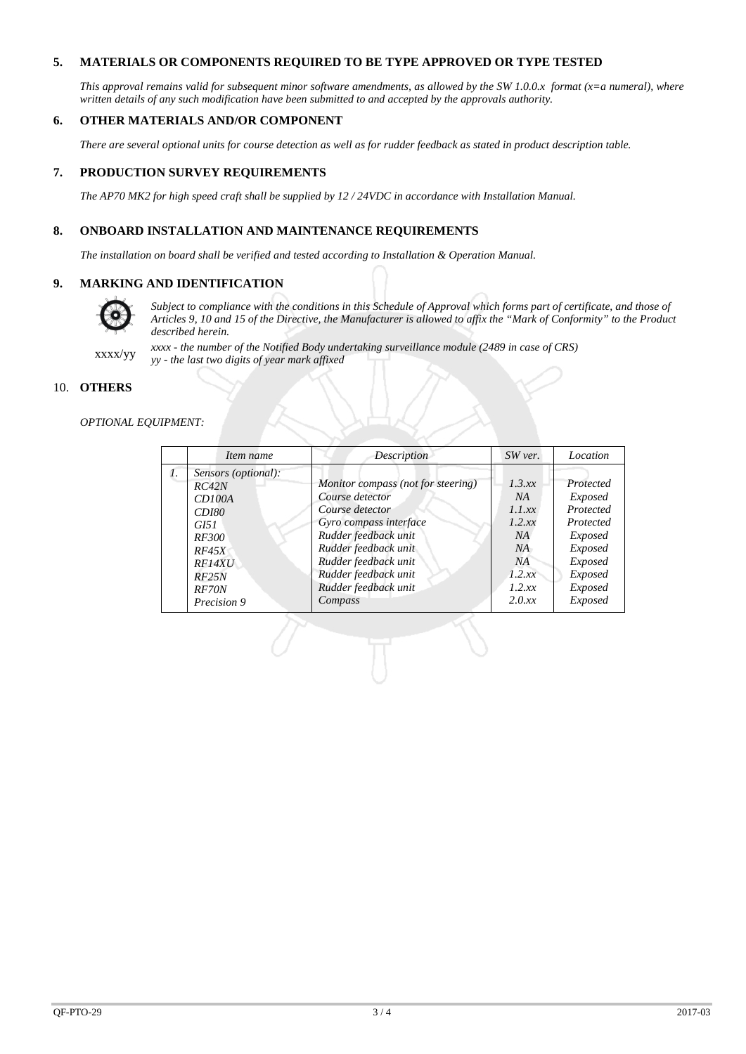## 5. MATERIALS OR COMPONENTS REQUIRED TO BE TYPE APPROVED OR TYPE TESTED

*This approval remains valid for subsequent minor software amendments, as allowed by the SW 1.0.0.x format (x=a numeral), where written details of any such modification have been submitted to and accepted by the approvals authority.*

## 6. OTHER MATERIALS AND/OR COMPONENT

*There are several optional units for course detection as well as for rudder feedback as stated in product description table.*

## 7. PRODUCTION SURVEY REQUIREMENTS

*The AP70 MK2 for high speed craft shall be supplied by 12 / 24VDC in accordance with Installation Manual.*

## 8. ONBOARD INSTALLATION AND MAINTENANCE REQUIREMENTS

*The installation on board shall be verified and tested according to Installation & Operation Manual.*

## 9. MARKING AND IDENTIFICATION

*Subject to compliance with the conditions in this Schedule of Approval which forms part of certificate, and those of Articles 9, 10 and 15 of the Directive, the Manufacturer is allowed to affix the "Mark of Conformity" to the Product described herein.*

xxxx/yy

*xxxx - the number of the Notified Body undertaking surveillance module (2489 in case of CRS)*
*yy - the last two digits of year mark affixed*

## 10. OTHERS

*OPTIONAL EQUIPMENT:*

| | *Item name* | *Description* | *SW ver.* | *Location* |
|---|---|---|---|---|
| *1.* | *Sensors (optional):* | | | |
| | *RC42N* | *Monitor compass (not for steering)* | *1.3.xx* | *Protected* |
| | *CD100A* | *Course detector* | *NA* | *Exposed* |
| | *CDI80* | *Course detector* | *1.1.xx* | *Protected* |
| | *GI51* | *Gyro compass interface* | *1.2.xx* | *Protected* |
| | *RF300* | *Rudder feedback unit* | *NA* | *Exposed* |
| | *RF45X* | *Rudder feedback unit* | *NA* | *Exposed* |
| | *RF14XU* | *Rudder feedback unit* | *NA* | *Exposed* |
| | *RF25N* | *Rudder feedback unit* | *1.2.xx* | *Exposed* |
| | *RF70N* | *Rudder feedback unit* | *1.2.xx* | *Exposed* |
| | *Precision 9* | *Compass* | *2.0.xx* | *Exposed* |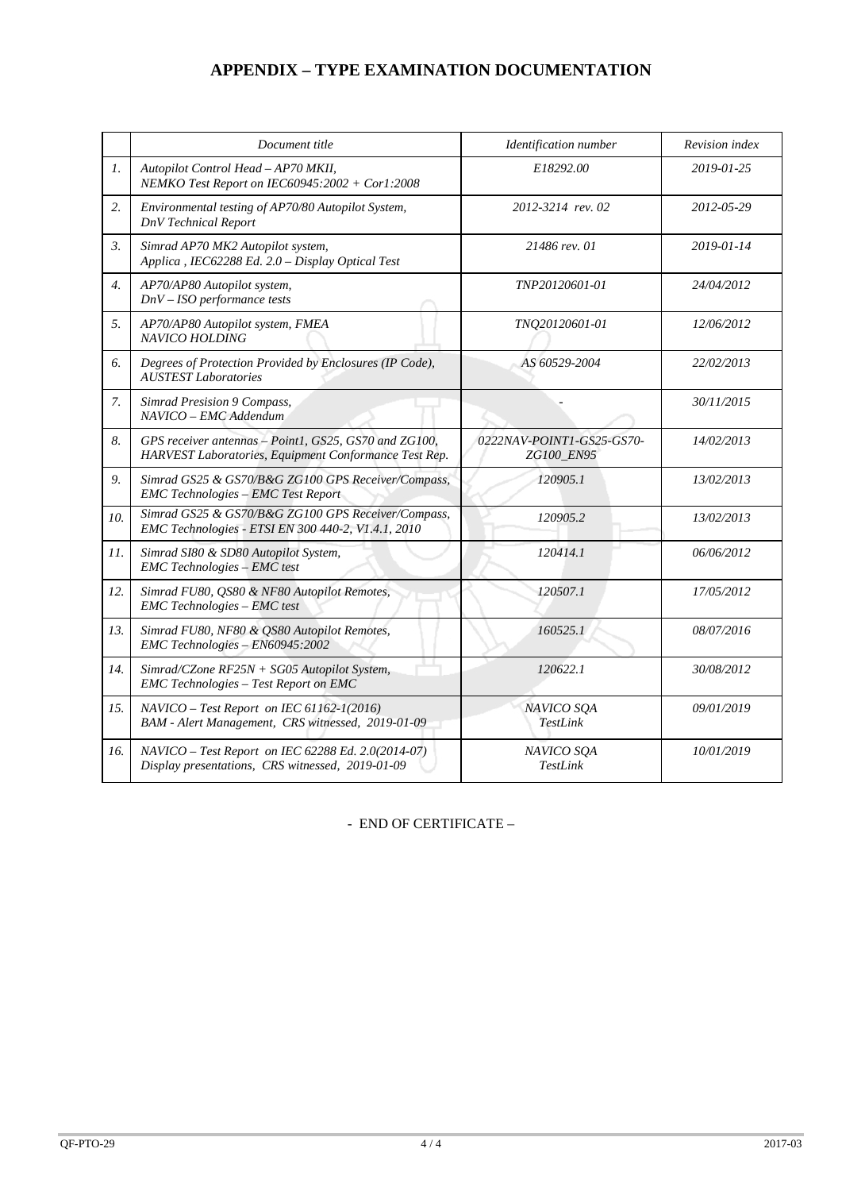# APPENDIX – TYPE EXAMINATION DOCUMENTATION

| | Document title | Identification number | Revision index |
|---|---|---|---|
| *1.* | *Autopilot Control Head – AP70 MKII, NEMKO Test Report on IEC60945:2002 + Cor1:2008* | *E18292.00* | *2019-01-25* |
| *2.* | *Environmental testing of AP70/80 Autopilot System, DnV Technical Report* | *2012-3214 rev. 02* | *2012-05-29* |
| *3.* | *Simrad AP70 MK2 Autopilot system, Applica , IEC62288 Ed. 2.0 – Display Optical Test* | *21486 rev. 01* | *2019-01-14* |
| *4.* | *AP70/AP80 Autopilot system, DnV – ISO performance tests* | *TNP20120601-01* | *24/04/2012* |
| *5.* | *AP70/AP80 Autopilot system, FMEA NAVICO HOLDING* | *TNQ20120601-01* | *12/06/2012* |
| *6.* | *Degrees of Protection Provided by Enclosures (IP Code), AUSTEST Laboratories* | *AS 60529-2004* | *22/02/2013* |
| *7.* | *Simrad Presision 9 Compass, NAVICO – EMC Addendum* | *-* | *30/11/2015* |
| *8.* | *GPS receiver antennas – Point1, GS25, GS70 and ZG100, HARVEST Laboratories, Equipment Conformance Test Rep.* | *0222NAV-POINT1-GS25-GS70-ZG100_EN95* | *14/02/2013* |
| *9.* | *Simrad GS25 & GS70/B&G ZG100 GPS Receiver/Compass, EMC Technologies – EMC Test Report* | *120905.1* | *13/02/2013* |
| *10.* | *Simrad GS25 & GS70/B&G ZG100 GPS Receiver/Compass, EMC Technologies - ETSI EN 300 440-2, V1.4.1, 2010* | *120905.2* | *13/02/2013* |
| *11.* | *Simrad SI80 & SD80 Autopilot System, EMC Technologies – EMC test* | *120414.1* | *06/06/2012* |
| *12.* | *Simrad FU80, QS80 & NF80 Autopilot Remotes, EMC Technologies – EMC test* | *120507.1* | *17/05/2012* |
| *13.* | *Simrad FU80, NF80 & QS80 Autopilot Remotes, EMC Technologies – EN60945:2002* | *160525.1* | *08/07/2016* |
| *14.* | *Simrad/CZone RF25N + SG05 Autopilot System, EMC Technologies – Test Report on EMC* | *120622.1* | *30/08/2012* |
| *15.* | *NAVICO – Test Report on IEC 61162-1(2016) BAM - Alert Management, CRS witnessed, 2019-01-09* | *NAVICO SQA TestLink* | *09/01/2019* |
| *16.* | *NAVICO – Test Report on IEC 62288 Ed. 2.0(2014-07) Display presentations, CRS witnessed, 2019-01-09* | *NAVICO SQA TestLink* | *10/01/2019* |

- END OF CERTIFICATE –